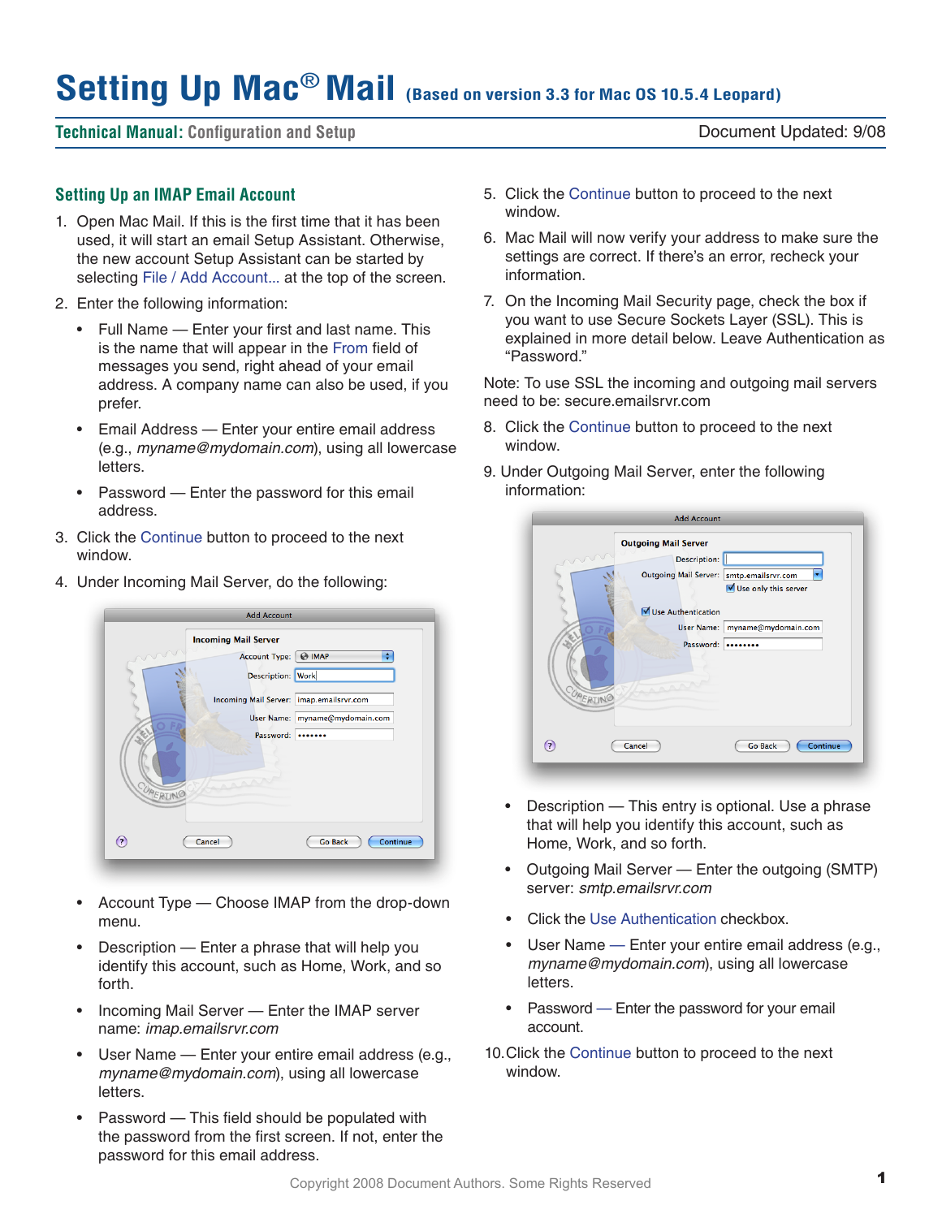# Setting Up Mac® Mail (Based on version 3.3 for Mac OS 10.5.4 Leopard)

**Technical Manual:** Configuration and Setup

Document Updated: 9/08

## Setting Up an IMAP Email Account

1. Open Mac Mail. If this is the first time that it has been used, it will start an email Setup Assistant. Otherwise, the new account Setup Assistant can be started by selecting File / Add Account... at the top of the screen.
2. Enter the following information:
   - Full Name — Enter your first and last name. This is the name that will appear in the From field of messages you send, right ahead of your email address. A company name can also be used, if you prefer.
   - Email Address — Enter your entire email address (e.g., *myname@mydomain.com*), using all lowercase letters.
   - Password — Enter the password for this email address.
3. Click the Continue button to proceed to the next window.
4. Under Incoming Mail Server, do the following:
   - Account Type — Choose IMAP from the drop-down menu.
   - Description — Enter a phrase that will help you identify this account, such as Home, Work, and so forth.
   - Incoming Mail Server — Enter the IMAP server name: *imap.emailsrvr.com*
   - User Name — Enter your entire email address (e.g., *myname@mydomain.com*), using all lowercase letters.
   - Password — This field should be populated with the password from the first screen. If not, enter the password for this email address.
5. Click the Continue button to proceed to the next window.
6. Mac Mail will now verify your address to make sure the settings are correct. If there's an error, recheck your information.
7. On the Incoming Mail Security page, check the box if you want to use Secure Sockets Layer (SSL). This is explained in more detail below. Leave Authentication as "Password."

Note: To use SSL the incoming and outgoing mail servers need to be: secure.emailsrvr.com

8. Click the Continue button to proceed to the next window.
9. Under Outgoing Mail Server, enter the following information:
   - Description — This entry is optional. Use a phrase that will help you identify this account, such as Home, Work, and so forth.
   - Outgoing Mail Server — Enter the outgoing (SMTP) server: *smtp.emailsrvr.com*
   - Click the Use Authentication checkbox.
   - User Name — Enter your entire email address (e.g., *myname@mydomain.com*), using all lowercase letters.
   - Password — Enter the password for your email account.
10. Click the Continue button to proceed to the next window.

Copyright 2008 Document Authors. Some Rights Reserved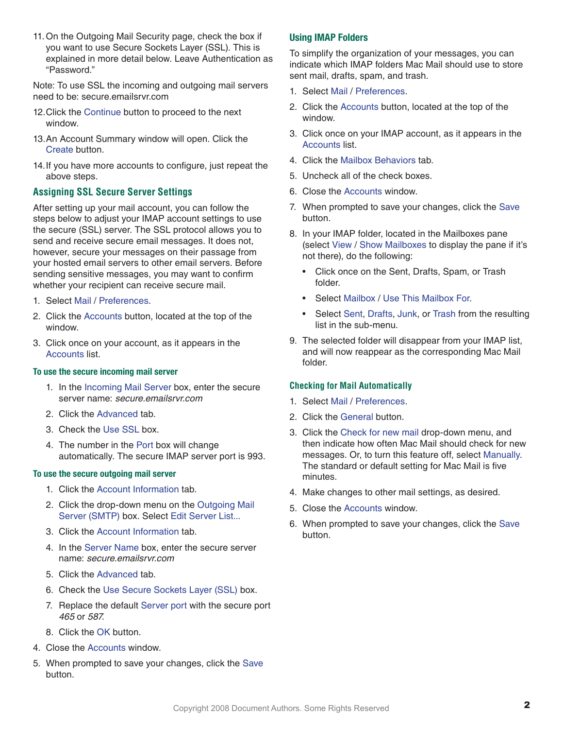11. On the Outgoing Mail Security page, check the box if you want to use Secure Sockets Layer (SSL). This is explained in more detail below. Leave Authentication as "Password."

Note: To use SSL the incoming and outgoing mail servers need to be: secure.emailsrvr.com

12. Click the Continue button to proceed to the next window.
13. An Account Summary window will open. Click the Create button.
14. If you have more accounts to configure, just repeat the above steps.

## Assigning SSL Secure Server Settings

After setting up your mail account, you can follow the steps below to adjust your IMAP account settings to use the secure (SSL) server. The SSL protocol allows you to send and receive secure email messages. It does not, however, secure your messages on their passage from your hosted email servers to other email servers. Before sending sensitive messages, you may want to confirm whether your recipient can receive secure mail.

1. Select Mail / Preferences.
2. Click the Accounts button, located at the top of the window.
3. Click once on your account, as it appears in the Accounts list.

### To use the secure incoming mail server

1. In the Incoming Mail Server box, enter the secure server name: *secure.emailsrvr.com*
2. Click the Advanced tab.
3. Check the Use SSL box.
4. The number in the Port box will change automatically. The secure IMAP server port is 993.

### To use the secure outgoing mail server

1. Click the Account Information tab.
2. Click the drop-down menu on the Outgoing Mail Server (SMTP) box. Select Edit Server List...
3. Click the Account Information tab.
4. In the Server Name box, enter the secure server name: *secure.emailsrvr.com*
5. Click the Advanced tab.
6. Check the Use Secure Sockets Layer (SSL) box.
7. Replace the default Server port with the secure port *465* or *587*.
8. Click the OK button.

4. Close the Accounts window.
5. When prompted to save your changes, click the Save button.

## Using IMAP Folders

To simplify the organization of your messages, you can indicate which IMAP folders Mac Mail should use to store sent mail, drafts, spam, and trash.

1. Select Mail / Preferences.
2. Click the Accounts button, located at the top of the window.
3. Click once on your IMAP account, as it appears in the Accounts list.
4. Click the Mailbox Behaviors tab.
5. Uncheck all of the check boxes.
6. Close the Accounts window.
7. When prompted to save your changes, click the Save button.
8. In your IMAP folder, located in the Mailboxes pane (select View / Show Mailboxes to display the pane if it's not there), do the following:
   - Click once on the Sent, Drafts, Spam, or Trash folder.
   - Select Mailbox / Use This Mailbox For.
   - Select Sent, Drafts, Junk, or Trash from the resulting list in the sub-menu.
9. The selected folder will disappear from your IMAP list, and will now reappear as the corresponding Mac Mail folder.

## Checking for Mail Automatically

1. Select Mail / Preferences.
2. Click the General button.
3. Click the Check for new mail drop-down menu, and then indicate how often Mac Mail should check for new messages. Or, to turn this feature off, select Manually. The standard or default setting for Mac Mail is five minutes.
4. Make changes to other mail settings, as desired.
5. Close the Accounts window.
6. When prompted to save your changes, click the Save button.

Copyright 2008 Document Authors. Some Rights Reserved